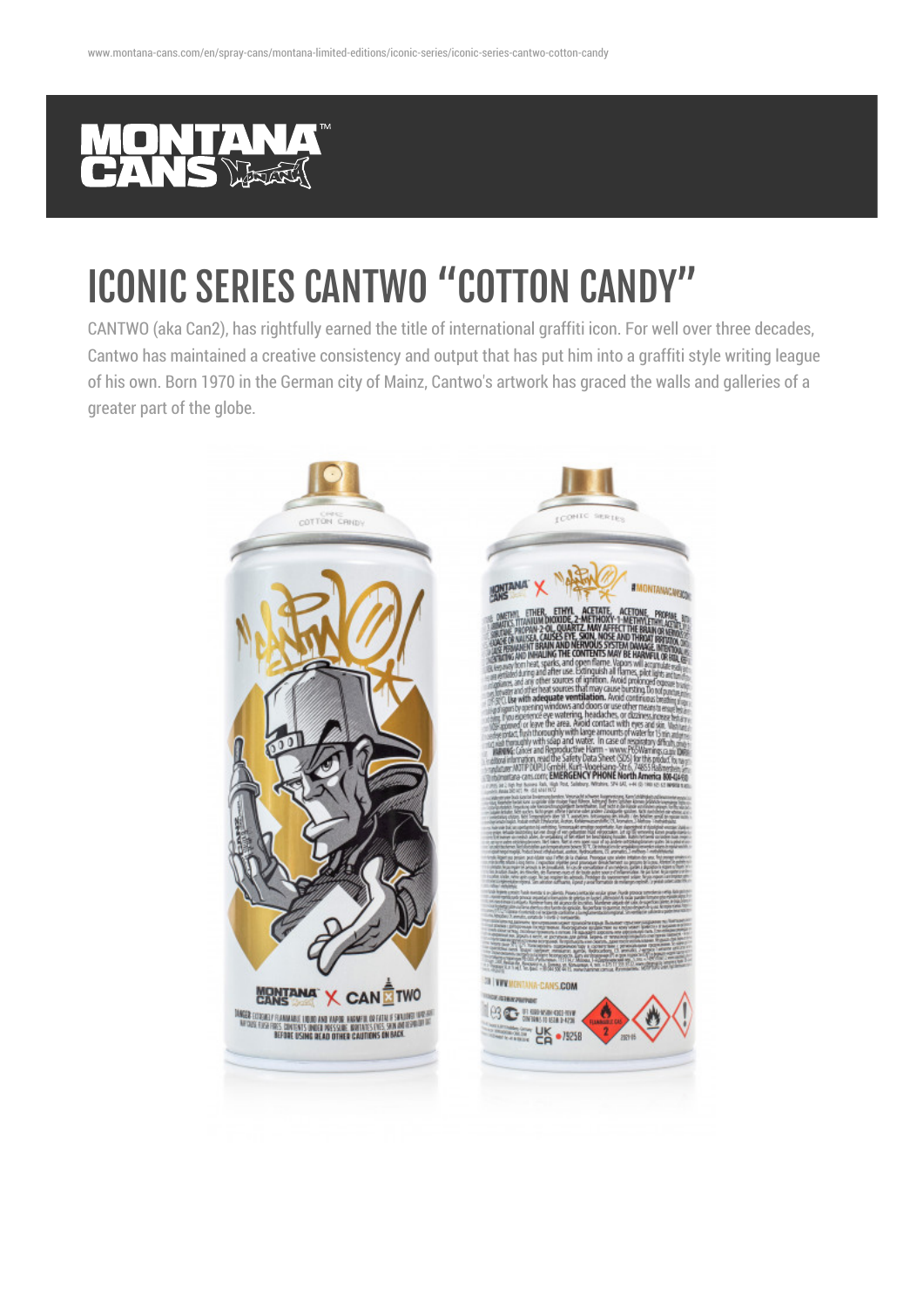# ICONIC SERIES CANTWO "COTTON CANDY"

CANTWO (aka Can2), has rightfully earned the title of international graffiti icon. For well over three decades, Cantwo has maintained a creative consistency and output that has put him into a graffiti style writing league of his own. Born 1970 in the German city of Mainz, Cantwo's artwork has graced the walls and galleries of a greater part of the globe.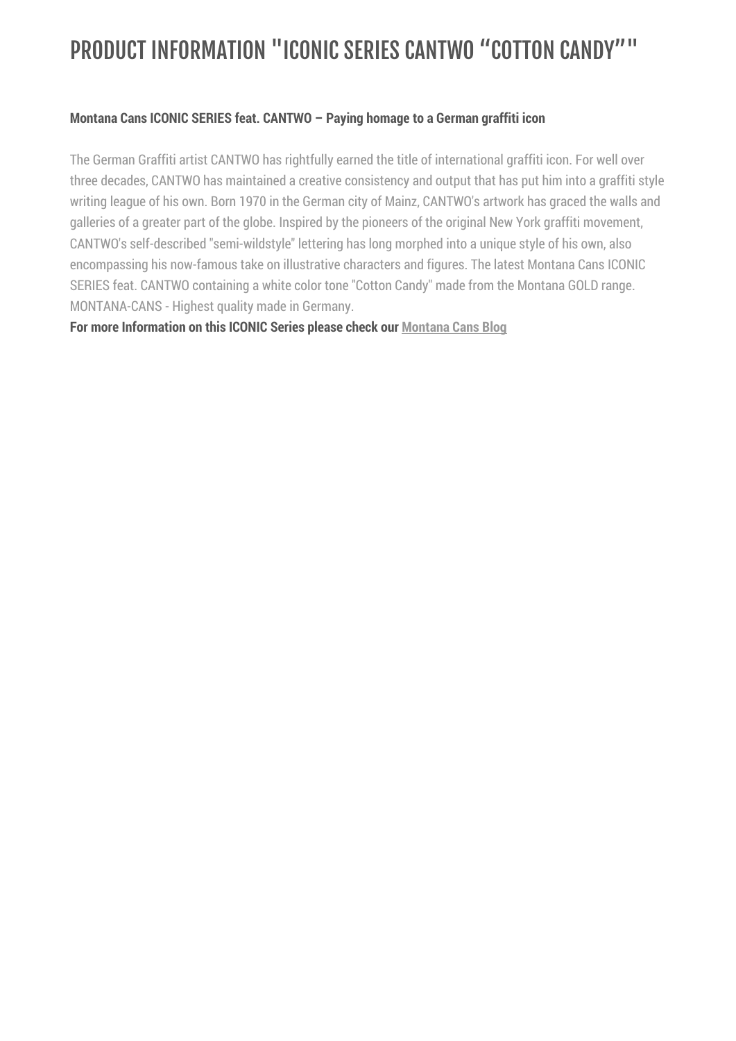# PRODUCT INFORMATION "ICONIC SERIES CANTWO “COTTON CANDY”"

**Montana Cans ICONIC SERIES feat. CANTWO – Paying homage to a German graffiti icon**

The German Graffiti artist CANTWO has rightfully earned the title of international graffiti icon. For well over three decades, CANTWO has maintained a creative consistency and output that has put him into a graffiti style writing league of his own. Born 1970 in the German city of Mainz, CANTWO's artwork has graced the walls and galleries of a greater part of the globe. Inspired by the pioneers of the original New York graffiti movement, CANTWO's self-described "semi-wildstyle" lettering has long morphed into a unique style of his own, also encompassing his now-famous take on illustrative characters and figures. The latest Montana Cans ICONIC SERIES feat. CANTWO containing a white color tone "Cotton Candy" made from the Montana GOLD range. MONTANA-CANS - Highest quality made in Germany.
**For more Information on this ICONIC Series please check our Montana Cans Blog**